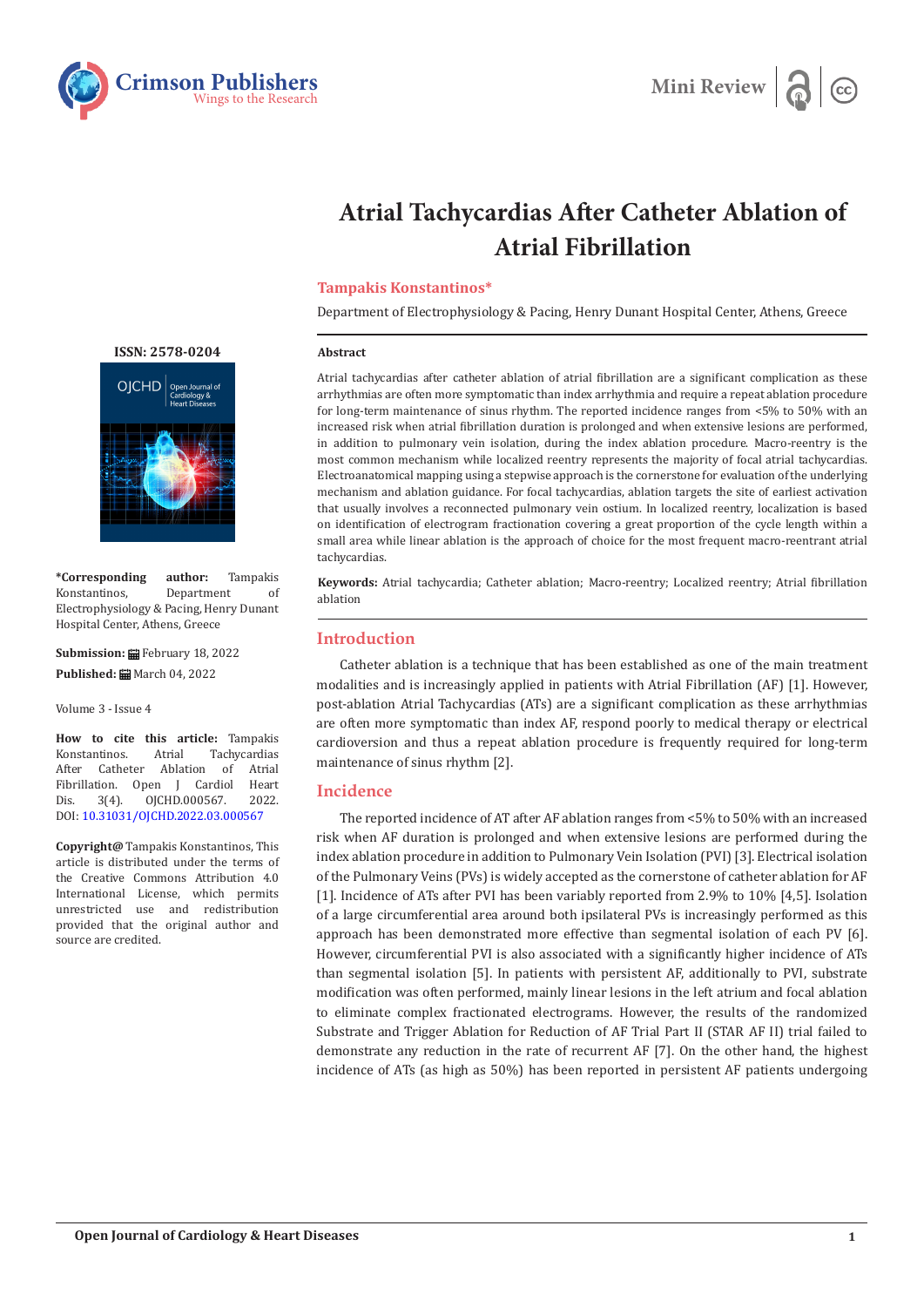Mini Review

# Atrial Tachycardias After Catheter Ablation of Atrial Fibrillation

**Tampakis Konstantinos***

Department of Electrophysiology & Pacing, Henry Dunant Hospital Center, Athens, Greece

**ISSN: 2578-0204**

**\*Corresponding author:** Tampakis Konstantinos, Department of Electrophysiology & Pacing, Henry Dunant Hospital Center, Athens, Greece

**Submission:** February 18, 2022

**Published:** March 04, 2022

Volume 3 - Issue 4

**How to cite this article:** Tampakis Konstantinos. Atrial Tachycardias After Catheter Ablation of Atrial Fibrillation. Open J Cardiol Heart Dis. 3(4). OJCHD.000567. 2022. DOI: 10.31031/OJCHD.2022.03.000567

**Copyright@** Tampakis Konstantinos, This article is distributed under the terms of the Creative Commons Attribution 4.0 International License, which permits unrestricted use and redistribution provided that the original author and source are credited.

**Abstract**

Atrial tachycardias after catheter ablation of atrial fibrillation are a significant complication as these arrhythmias are often more symptomatic than index arrhythmia and require a repeat ablation procedure for long-term maintenance of sinus rhythm. The reported incidence ranges from <5% to 50% with an increased risk when atrial fibrillation duration is prolonged and when extensive lesions are performed, in addition to pulmonary vein isolation, during the index ablation procedure. Macro-reentry is the most common mechanism while localized reentry represents the majority of focal atrial tachycardias. Electroanatomical mapping using a stepwise approach is the cornerstone for evaluation of the underlying mechanism and ablation guidance. For focal tachycardias, ablation targets the site of earliest activation that usually involves a reconnected pulmonary vein ostium. In localized reentry, localization is based on identification of electrogram fractionation covering a great proportion of the cycle length within a small area while linear ablation is the approach of choice for the most frequent macro-reentrant atrial tachycardias.

**Keywords:** Atrial tachycardia; Catheter ablation; Macro-reentry; Localized reentry; Atrial fibrillation ablation

## Introduction

Catheter ablation is a technique that has been established as one of the main treatment modalities and is increasingly applied in patients with Atrial Fibrillation (AF) [1]. However, post-ablation Atrial Tachycardias (ATs) are a significant complication as these arrhythmias are often more symptomatic than index AF, respond poorly to medical therapy or electrical cardioversion and thus a repeat ablation procedure is frequently required for long-term maintenance of sinus rhythm [2].

## Incidence

The reported incidence of AT after AF ablation ranges from <5% to 50% with an increased risk when AF duration is prolonged and when extensive lesions are performed during the index ablation procedure in addition to Pulmonary Vein Isolation (PVI) [3]. Electrical isolation of the Pulmonary Veins (PVs) is widely accepted as the cornerstone of catheter ablation for AF [1]. Incidence of ATs after PVI has been variably reported from 2.9% to 10% [4,5]. Isolation of a large circumferential area around both ipsilateral PVs is increasingly performed as this approach has been demonstrated more effective than segmental isolation of each PV [6]. However, circumferential PVI is also associated with a significantly higher incidence of ATs than segmental isolation [5]. In patients with persistent AF, additionally to PVI, substrate modification was often performed, mainly linear lesions in the left atrium and focal ablation to eliminate complex fractionated electrograms. However, the results of the randomized Substrate and Trigger Ablation for Reduction of AF Trial Part II (STAR AF II) trial failed to demonstrate any reduction in the rate of recurrent AF [7]. On the other hand, the highest incidence of ATs (as high as 50%) has been reported in persistent AF patients undergoing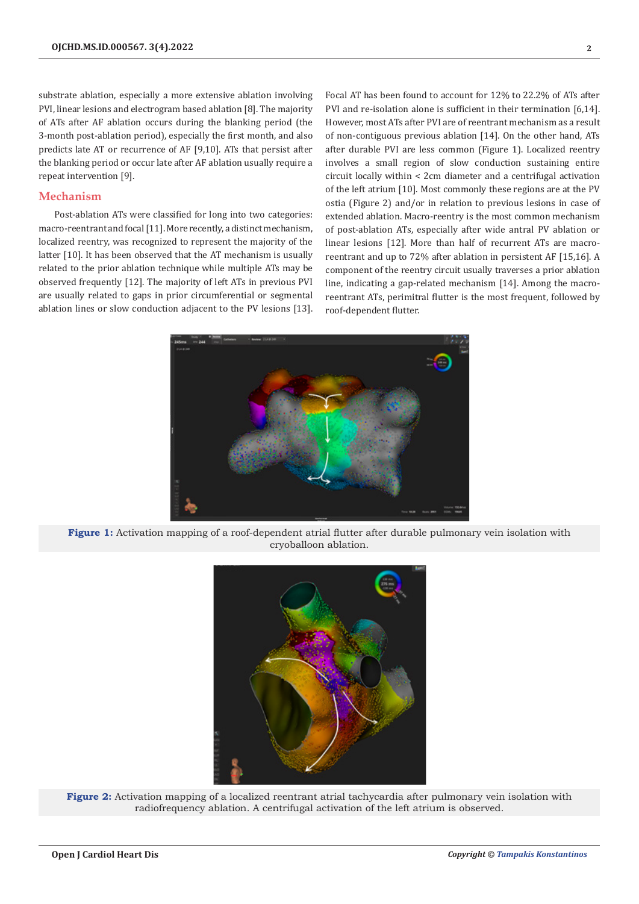substrate ablation, especially a more extensive ablation involving PVI, linear lesions and electrogram based ablation [8]. The majority of ATs after AF ablation occurs during the blanking period (the 3-month post-ablation period), especially the first month, and also predicts late AT or recurrence of AF [9,10]. ATs that persist after the blanking period or occur late after AF ablation usually require a repeat intervention [9].

## Mechanism

Post-ablation ATs were classified for long into two categories: macro-reentrant and focal [11]. More recently, a distinct mechanism, localized reentry, was recognized to represent the majority of the latter [10]. It has been observed that the AT mechanism is usually related to the prior ablation technique while multiple ATs may be observed frequently [12]. The majority of left ATs in previous PVI are usually related to gaps in prior circumferential or segmental ablation lines or slow conduction adjacent to the PV lesions [13]. Focal AT has been found to account for 12% to 22.2% of ATs after PVI and re-isolation alone is sufficient in their termination [6,14]. However, most ATs after PVI are of reentrant mechanism as a result of non-contiguous previous ablation [14]. On the other hand, ATs after durable PVI are less common (Figure 1). Localized reentry involves a small region of slow conduction sustaining entire circuit locally within < 2cm diameter and a centrifugal activation of the left atrium [10]. Most commonly these regions are at the PV ostia (Figure 2) and/or in relation to previous lesions in case of extended ablation. Macro-reentry is the most common mechanism of post-ablation ATs, especially after wide antral PV ablation or linear lesions [12]. More than half of recurrent ATs are macro-reentrant and up to 72% after ablation in persistent AF [15,16]. A component of the reentry circuit usually traverses a prior ablation line, indicating a gap-related mechanism [14]. Among the macro-reentrant ATs, perimitral flutter is the most frequent, followed by roof-dependent flutter.

**Figure 1:** Activation mapping of a roof-dependent atrial flutter after durable pulmonary vein isolation with cryoballoon ablation.

**Figure 2:** Activation mapping of a localized reentrant atrial tachycardia after pulmonary vein isolation with radiofrequency ablation. A centrifugal activation of the left atrium is observed.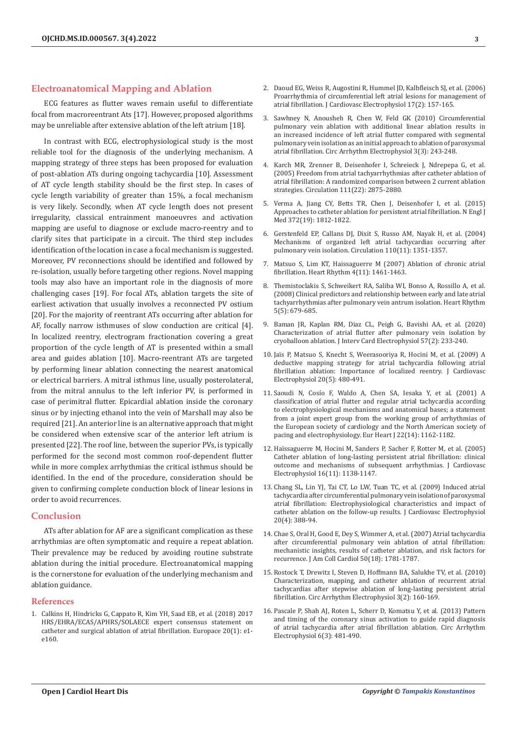## Electroanatomical Mapping and Ablation

ECG features as flutter waves remain useful to differentiate focal from macroreentrant Ats [17]. However, proposed algorithms may be unreliable after extensive ablation of the left atrium [18].

In contrast with ECG, electrophysiological study is the most reliable tool for the diagnosis of the underlying mechanism. A mapping strategy of three steps has been proposed for evaluation of post-ablation ATs during ongoing tachycardia [10]. Assessment of AT cycle length stability should be the first step. In cases of cycle length variability of greater than 15%, a focal mechanism is very likely. Secondly, when AT cycle length does not present irregularity, classical entrainment manoeuvres and activation mapping are useful to diagnose or exclude macro-reentry and to clarify sites that participate in a circuit. The third step includes identification of the location in case a focal mechanism is suggested. Moreover, PV reconnections should be identified and followed by re-isolation, usually before targeting other regions. Novel mapping tools may also have an important role in the diagnosis of more challenging cases [19]. For focal ATs, ablation targets the site of earliest activation that usually involves a reconnected PV ostium [20]. For the majority of reentrant ATs occurring after ablation for AF, focally narrow isthmuses of slow conduction are critical [4]. In localized reentry, electrogram fractionation covering a great proportion of the cycle length of AT is presented within a small area and guides ablation [10]. Macro-reentrant ATs are targeted by performing linear ablation connecting the nearest anatomical or electrical barriers. A mitral isthmus line, usually posterolateral, from the mitral annulus to the left inferior PV, is performed in case of perimitral flutter. Epicardial ablation inside the coronary sinus or by injecting ethanol into the vein of Marshall may also be required [21]. An anterior line is an alternative approach that might be considered when extensive scar of the anterior left atrium is presented [22]. The roof line, between the superior PVs, is typically performed for the second most common roof-dependent flutter while in more complex arrhythmias the critical isthmus should be identified. In the end of the procedure, consideration should be given to confirming complete conduction block of linear lesions in order to avoid recurrences.

## Conclusion

ATs after ablation for AF are a significant complication as these arrhythmias are often symptomatic and require a repeat ablation. Their prevalence may be reduced by avoiding routine substrate ablation during the initial procedure. Electroanatomical mapping is the cornerstone for evaluation of the underlying mechanism and ablation guidance.

## References

1. Calkins H, Hindricks G, Cappato R, Kim YH, Saad EB, et al. (2018) 2017 HRS/EHRA/ECAS/APHRS/SOLAECE expert consensus statement on catheter and surgical ablation of atrial fibrillation. Europace 20(1): e1-e160.
2. Daoud EG, Weiss R, Augostini R, Hummel JD, Kalbfleisch SJ, et al. (2006) Proarrhythmia of circumferential left atrial lesions for management of atrial fibrillation. J Cardiovasc Electrophysiol 17(2): 157-165.
3. Sawhney N, Anousheh R, Chen W, Feld GK (2010) Circumferential pulmonary vein ablation with additional linear ablation results in an increased incidence of left atrial flutter compared with segmental pulmonary vein isolation as an initial approach to ablation of paroxysmal atrial fibrillation. Circ Arrhythm Electrophysiol 3(3): 243-248.
4. Karch MR, Zrenner B, Deisenhofer I, Schreieck J, Ndrepepa G, et al. (2005) Freedom from atrial tachyarrhythmias after catheter ablation of atrial fibrillation: A randomized comparison between 2 current ablation strategies. Circulation 111(22): 2875-2880.
5. Verma A, Jiang CY, Betts TR, Chen J, Deisenhofer I, et al. (2015) Approaches to catheter ablation for persistent atrial fibrillation. N Engl J Med 372(19): 1812-1822.
6. Gerstenfeld EP, Callans DJ, Dixit S, Russo AM, Nayak H, et al. (2004) Mechanisms of organized left atrial tachycardias occurring after pulmonary vein isolation. Circulation 110(11): 1351-1357.
7. Matsuo S, Lim KT, Haissaguerre M (2007) Ablation of chronic atrial fibrillation. Heart Rhythm 4(11): 1461-1463.
8. Themistoclakis S, Schweikert RA, Saliba WI, Bonso A, Rossillo A, et al. (2008) Clinical predictors and relationship between early and late atrial tachyarrhythmias after pulmonary vein antrum isolation. Heart Rhythm 5(5): 679-685.
9. Baman JR, Kaplan RM, Diaz CL, Peigh G, Bavishi AA, et al. (2020) Characterization of atrial flutter after pulmonary vein isolation by cryoballoon ablation. J Interv Card Electrophysiol 57(2): 233-240.
10. Jaïs P, Matsuo S, Knecht S, Weerasooriya R, Hocini M, et al. (2009) A deductive mapping strategy for atrial tachycardia following atrial fibrillation ablation: Importance of localized reentry. J Cardiovasc Electrophysiol 20(5): 480-491.
11. Saoudi N, Cosío F, Waldo A, Chen SA, Iesaka Y, et al. (2001) A classification of atrial flutter and regular atrial tachycardia according to electrophysiological mechanisms and anatomical bases; a statement from a joint expert group from the working group of arrhythmias of the European society of cardiology and the North American society of pacing and electrophysiology. Eur Heart J 22(14): 1162-1182.
12. Haïssaguerre M, Hocini M, Sanders P, Sacher F, Rotter M, et al. (2005) Catheter ablation of long-lasting persistent atrial fibrillation: clinical outcome and mechanisms of subsequent arrhythmias. J Cardiovasc Electrophysiol 16(11): 1138-1147.
13. Chang SL, Lin YJ, Tai CT, Lo LW, Tuan TC, et al. (2009) Induced atrial tachycardia after circumferential pulmonary vein isolation of paroxysmal atrial fibrillation: Electrophysiological characteristics and impact of catheter ablation on the follow-up results. J Cardiovasc Electrophysiol 20(4): 388-94.
14. Chae S, Oral H, Good E, Dey S, Wimmer A, et al. (2007) Atrial tachycardia after circumferential pulmonary vein ablation of atrial fibrillation: mechanistic insights, results of catheter ablation, and risk factors for recurrence. J Am Coll Cardiol 50(18): 1781-1787.
15. Rostock T, Drewitz I, Steven D, Hoffmann BA, Salukhe TV, et al. (2010) Characterization, mapping, and catheter ablation of recurrent atrial tachycardias after stepwise ablation of long-lasting persistent atrial fibrillation. Circ Arrhythm Electrophysiol 3(2): 160-169.
16. Pascale P, Shah AJ, Roten L, Scherr D, Komatsu Y, et al. (2013) Pattern and timing of the coronary sinus activation to guide rapid diagnosis of atrial tachycardia after atrial fibrillation ablation. Circ Arrhythm Electrophysiol 6(3): 481-490.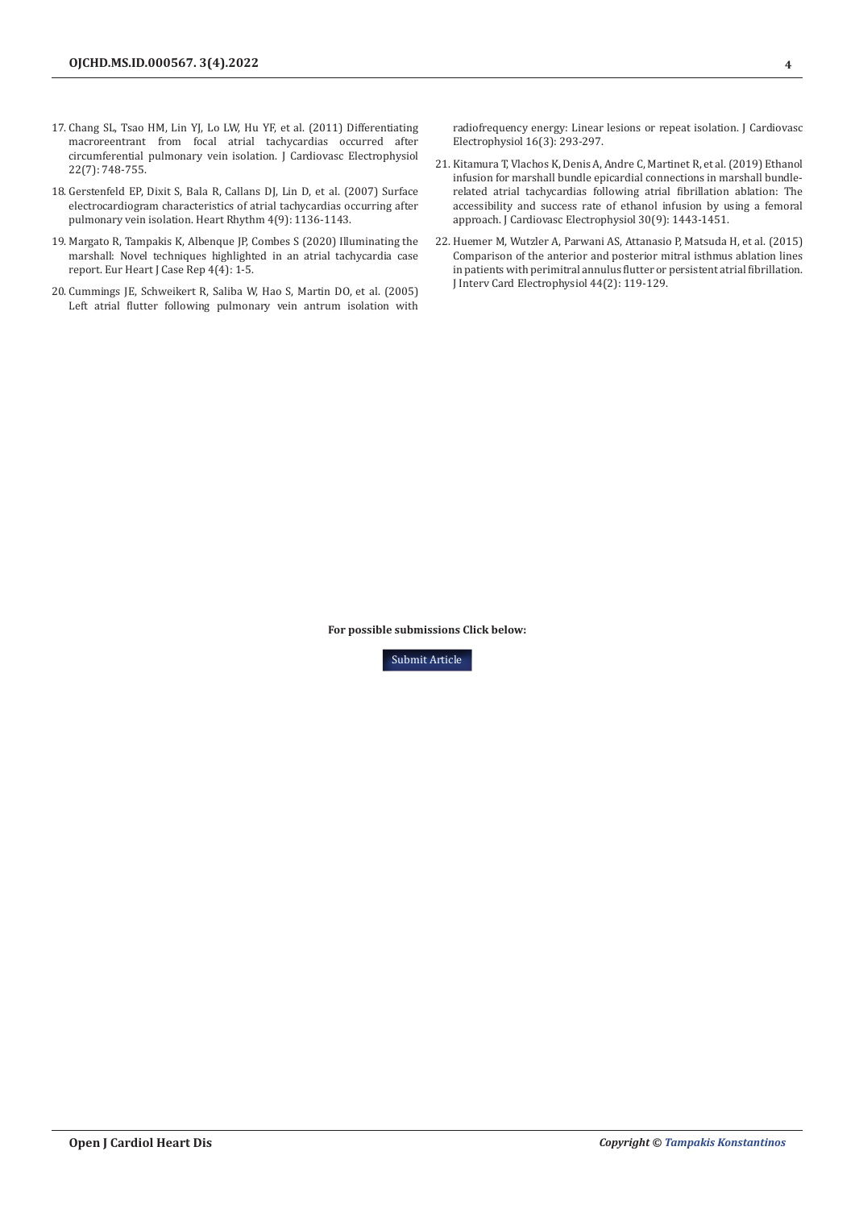17. Chang SL, Tsao HM, Lin YJ, Lo LW, Hu YF, et al. (2011) Differentiating macroreentrant from focal atrial tachycardias occurred after circumferential pulmonary vein isolation. J Cardiovasc Electrophysiol 22(7): 748-755.
18. Gerstenfeld EP, Dixit S, Bala R, Callans DJ, Lin D, et al. (2007) Surface electrocardiogram characteristics of atrial tachycardias occurring after pulmonary vein isolation. Heart Rhythm 4(9): 1136-1143.
19. Margato R, Tampakis K, Albenque JP, Combes S (2020) Illuminating the marshall: Novel techniques highlighted in an atrial tachycardia case report. Eur Heart J Case Rep 4(4): 1-5.
20. Cummings JE, Schweikert R, Saliba W, Hao S, Martin DO, et al. (2005) Left atrial flutter following pulmonary vein antrum isolation with radiofrequency energy: Linear lesions or repeat isolation. J Cardiovasc Electrophysiol 16(3): 293-297.
21. Kitamura T, Vlachos K, Denis A, Andre C, Martinet R, et al. (2019) Ethanol infusion for marshall bundle epicardial connections in marshall bundle-related atrial tachycardias following atrial fibrillation ablation: The accessibility and success rate of ethanol infusion by using a femoral approach. J Cardiovasc Electrophysiol 30(9): 1443-1451.
22. Huemer M, Wutzler A, Parwani AS, Attanasio P, Matsuda H, et al. (2015) Comparison of the anterior and posterior mitral isthmus ablation lines in patients with perimitral annulus flutter or persistent atrial fibrillation. J Interv Card Electrophysiol 44(2): 119-129.

**For possible submissions Click below:**

Submit Article